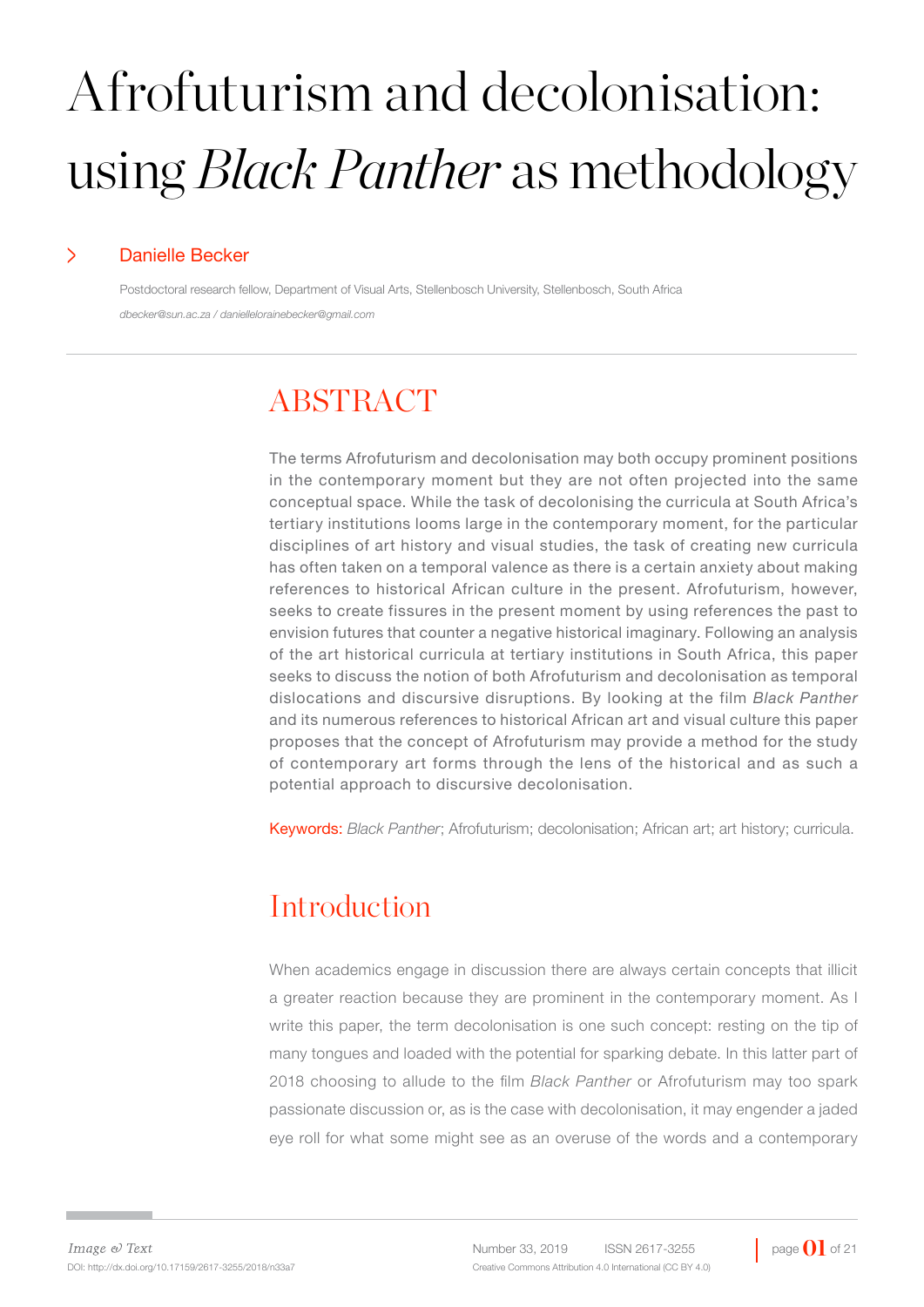# Afrofuturism and decolonisation: using *Black Panther* as methodology

## Danielle Becker

Postdoctoral research fellow, Department of Visual Arts, Stellenbosch University, Stellenbosch, South Africa

*dbecker@sun.ac.za / daniellelorainebecker@gmail.com*

## ABSTRACT

The terms Afrofuturism and decolonisation may both occupy prominent positions in the contemporary moment but they are not often projected into the same conceptual space. While the task of decolonising the curricula at South Africa's tertiary institutions looms large in the contemporary moment, for the particular disciplines of art history and visual studies, the task of creating new curricula has often taken on a temporal valence as there is a certain anxiety about making references to historical African culture in the present. Afrofuturism, however, seeks to create fissures in the present moment by using references the past to envision futures that counter a negative historical imaginary. Following an analysis of the art historical curricula at tertiary institutions in South Africa, this paper seeks to discuss the notion of both Afrofuturism and decolonisation as temporal dislocations and discursive disruptions. By looking at the film *Black Panther* and its numerous references to historical African art and visual culture this paper proposes that the concept of Afrofuturism may provide a method for the study of contemporary art forms through the lens of the historical and as such a potential approach to discursive decolonisation.

**Keywords:** *Black Panther*; Afrofuturism; decolonisation; African art; art history; curricula.

## Introduction

When academics engage in discussion there are always certain concepts that illicit a greater reaction because they are prominent in the contemporary moment. As I write this paper, the term decolonisation is one such concept: resting on the tip of many tongues and loaded with the potential for sparking debate. In this latter part of 2018 choosing to allude to the film *Black Panther* or Afrofuturism may too spark passionate discussion or, as is the case with decolonisation, it may engender a jaded eye roll for what some might see as an overuse of the words and a contemporary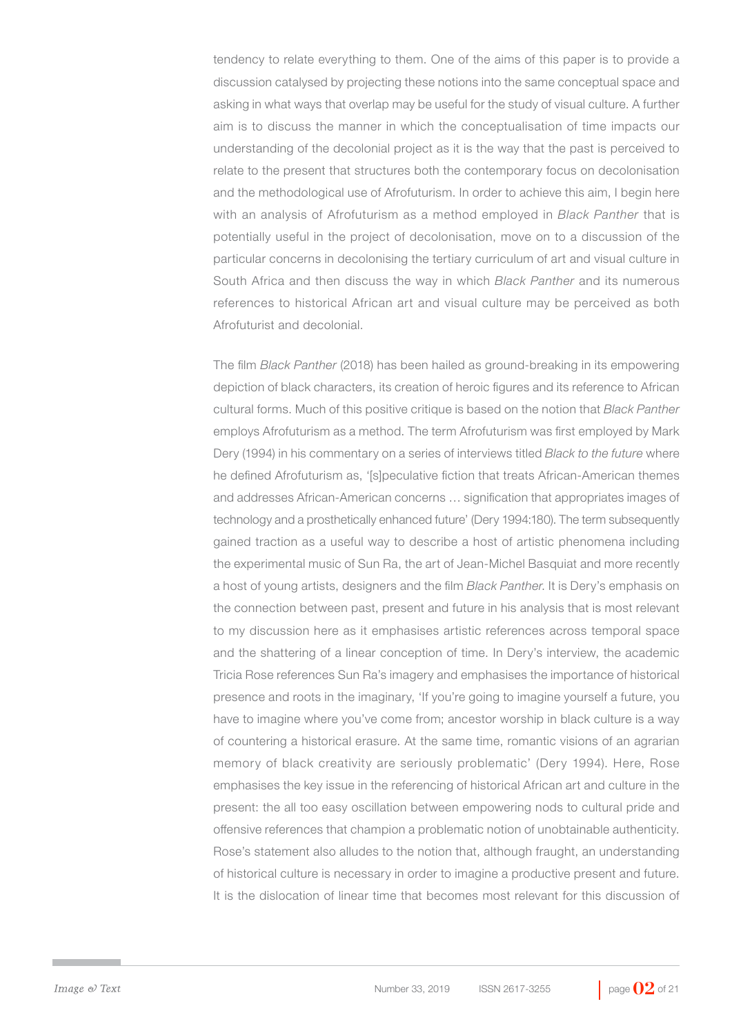tendency to relate everything to them. One of the aims of this paper is to provide a discussion catalysed by projecting these notions into the same conceptual space and asking in what ways that overlap may be useful for the study of visual culture. A further aim is to discuss the manner in which the conceptualisation of time impacts our understanding of the decolonial project as it is the way that the past is perceived to relate to the present that structures both the contemporary focus on decolonisation and the methodological use of Afrofuturism. In order to achieve this aim, I begin here with an analysis of Afrofuturism as a method employed in *Black Panther* that is potentially useful in the project of decolonisation, move on to a discussion of the particular concerns in decolonising the tertiary curriculum of art and visual culture in South Africa and then discuss the way in which *Black Panther* and its numerous references to historical African art and visual culture may be perceived as both Afrofuturist and decolonial.

The film *Black Panther* (2018) has been hailed as ground-breaking in its empowering depiction of black characters, its creation of heroic figures and its reference to African cultural forms. Much of this positive critique is based on the notion that *Black Panther* employs Afrofuturism as a method. The term Afrofuturism was first employed by Mark Dery (1994) in his commentary on a series of interviews titled *Black to the future* where he defined Afrofuturism as, '[s]peculative fiction that treats African-American themes and addresses African-American concerns … signification that appropriates images of technology and a prosthetically enhanced future' (Dery 1994:180). The term subsequently gained traction as a useful way to describe a host of artistic phenomena including the experimental music of Sun Ra, the art of Jean-Michel Basquiat and more recently a host of young artists, designers and the film *Black Panther*. It is Dery's emphasis on the connection between past, present and future in his analysis that is most relevant to my discussion here as it emphasises artistic references across temporal space and the shattering of a linear conception of time. In Dery's interview, the academic Tricia Rose references Sun Ra's imagery and emphasises the importance of historical presence and roots in the imaginary, 'If you're going to imagine yourself a future, you have to imagine where you've come from; ancestor worship in black culture is a way of countering a historical erasure. At the same time, romantic visions of an agrarian memory of black creativity are seriously problematic' (Dery 1994). Here, Rose emphasises the key issue in the referencing of historical African art and culture in the present: the all too easy oscillation between empowering nods to cultural pride and offensive references that champion a problematic notion of unobtainable authenticity. Rose's statement also alludes to the notion that, although fraught, an understanding of historical culture is necessary in order to imagine a productive present and future. It is the dislocation of linear time that becomes most relevant for this discussion of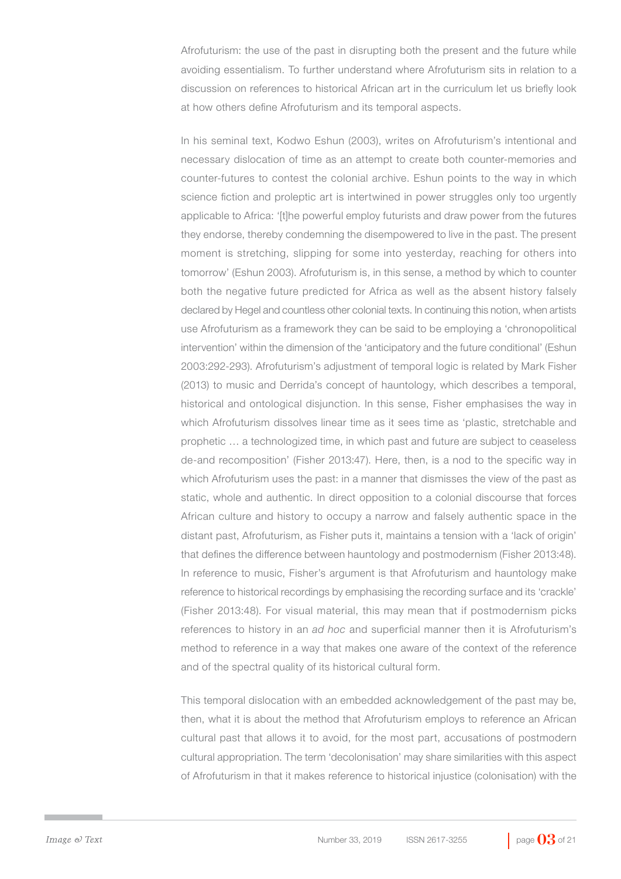Afrofuturism: the use of the past in disrupting both the present and the future while avoiding essentialism. To further understand where Afrofuturism sits in relation to a discussion on references to historical African art in the curriculum let us briefly look at how others define Afrofuturism and its temporal aspects.

In his seminal text, Kodwo Eshun (2003), writes on Afrofuturism's intentional and necessary dislocation of time as an attempt to create both counter-memories and counter-futures to contest the colonial archive. Eshun points to the way in which science fiction and proleptic art is intertwined in power struggles only too urgently applicable to Africa: '[t]he powerful employ futurists and draw power from the futures they endorse, thereby condemning the disempowered to live in the past. The present moment is stretching, slipping for some into yesterday, reaching for others into tomorrow' (Eshun 2003). Afrofuturism is, in this sense, a method by which to counter both the negative future predicted for Africa as well as the absent history falsely declared by Hegel and countless other colonial texts. In continuing this notion, when artists use Afrofuturism as a framework they can be said to be employing a 'chronopolitical intervention' within the dimension of the 'anticipatory and the future conditional' (Eshun 2003:292-293). Afrofuturism's adjustment of temporal logic is related by Mark Fisher (2013) to music and Derrida's concept of hauntology, which describes a temporal, historical and ontological disjunction. In this sense, Fisher emphasises the way in which Afrofuturism dissolves linear time as it sees time as 'plastic, stretchable and prophetic … a technologized time, in which past and future are subject to ceaseless de-and recomposition' (Fisher 2013:47). Here, then, is a nod to the specific way in which Afrofuturism uses the past: in a manner that dismisses the view of the past as static, whole and authentic. In direct opposition to a colonial discourse that forces African culture and history to occupy a narrow and falsely authentic space in the distant past, Afrofuturism, as Fisher puts it, maintains a tension with a 'lack of origin' that defines the difference between hauntology and postmodernism (Fisher 2013:48). In reference to music, Fisher's argument is that Afrofuturism and hauntology make reference to historical recordings by emphasising the recording surface and its 'crackle' (Fisher 2013:48). For visual material, this may mean that if postmodernism picks references to history in an *ad hoc* and superficial manner then it is Afrofuturism's method to reference in a way that makes one aware of the context of the reference and of the spectral quality of its historical cultural form.

This temporal dislocation with an embedded acknowledgement of the past may be, then, what it is about the method that Afrofuturism employs to reference an African cultural past that allows it to avoid, for the most part, accusations of postmodern cultural appropriation. The term 'decolonisation' may share similarities with this aspect of Afrofuturism in that it makes reference to historical injustice (colonisation) with the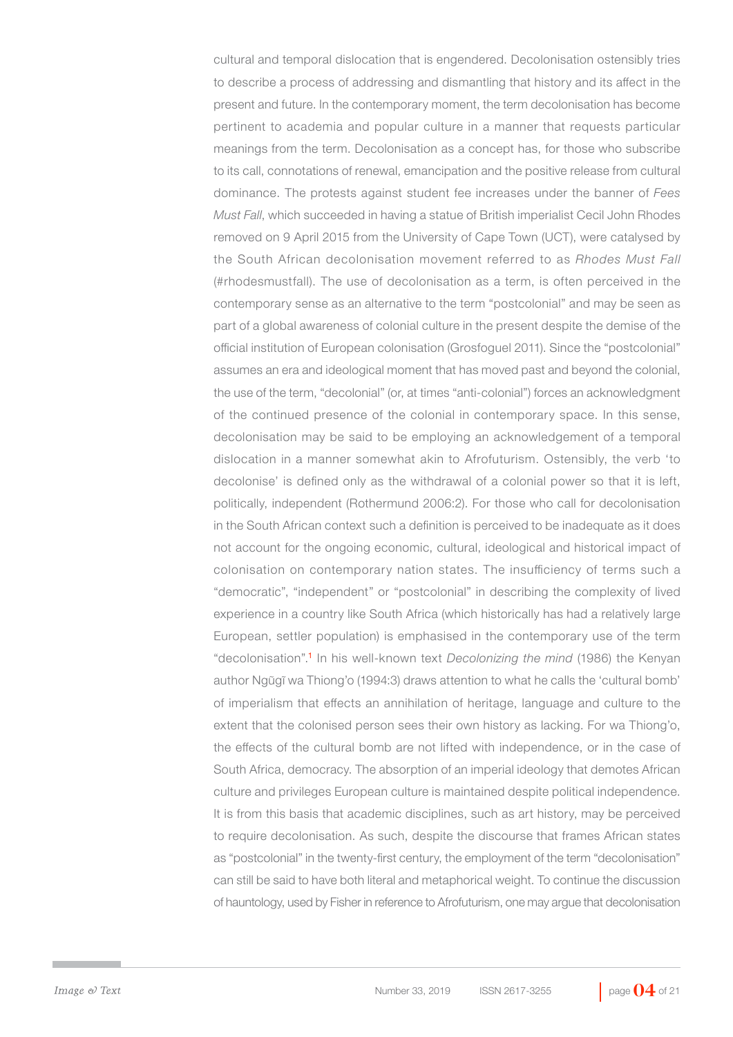cultural and temporal dislocation that is engendered. Decolonisation ostensibly tries to describe a process of addressing and dismantling that history and its affect in the present and future. In the contemporary moment, the term decolonisation has become pertinent to academia and popular culture in a manner that requests particular meanings from the term. Decolonisation as a concept has, for those who subscribe to its call, connotations of renewal, emancipation and the positive release from cultural dominance. The protests against student fee increases under the banner of *Fees Must Fall*, which succeeded in having a statue of British imperialist Cecil John Rhodes removed on 9 April 2015 from the University of Cape Town (UCT), were catalysed by the South African decolonisation movement referred to as *Rhodes Must Fall* (#rhodesmustfall). The use of decolonisation as a term, is often perceived in the contemporary sense as an alternative to the term "postcolonial" and may be seen as part of a global awareness of colonial culture in the present despite the demise of the official institution of European colonisation (Grosfoguel 2011). Since the "postcolonial" assumes an era and ideological moment that has moved past and beyond the colonial, the use of the term, "decolonial" (or, at times "anti-colonial") forces an acknowledgment of the continued presence of the colonial in contemporary space. In this sense, decolonisation may be said to be employing an acknowledgement of a temporal dislocation in a manner somewhat akin to Afrofuturism. Ostensibly, the verb 'to decolonise' is defined only as the withdrawal of a colonial power so that it is left, politically, independent (Rothermund 2006:2). For those who call for decolonisation in the South African context such a definition is perceived to be inadequate as it does not account for the ongoing economic, cultural, ideological and historical impact of colonisation on contemporary nation states. The insufficiency of terms such a "democratic", "independent" or "postcolonial" in describing the complexity of lived experience in a country like South Africa (which historically has had a relatively large European, settler population) is emphasised in the contemporary use of the term "decolonisation".[1] In his well-known text *Decolonizing the mind* (1986) the Kenyan author Ngũgĩ wa Thiong'o (1994:3) draws attention to what he calls the 'cultural bomb' of imperialism that effects an annihilation of heritage, language and culture to the extent that the colonised person sees their own history as lacking. For wa Thiong'o, the effects of the cultural bomb are not lifted with independence, or in the case of South Africa, democracy. The absorption of an imperial ideology that demotes African culture and privileges European culture is maintained despite political independence. It is from this basis that academic disciplines, such as art history, may be perceived to require decolonisation. As such, despite the discourse that frames African states as "postcolonial" in the twenty-first century, the employment of the term "decolonisation" can still be said to have both literal and metaphorical weight. To continue the discussion of hauntology, used by Fisher in reference to Afrofuturism, one may argue that decolonisation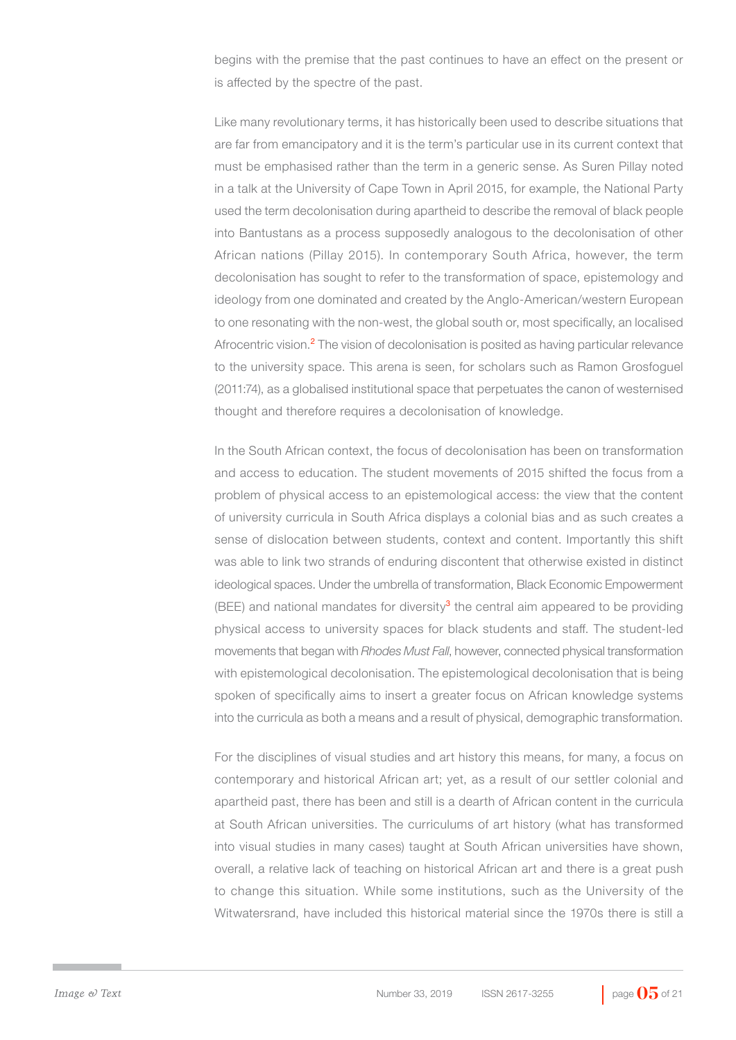begins with the premise that the past continues to have an effect on the present or is affected by the spectre of the past.

Like many revolutionary terms, it has historically been used to describe situations that are far from emancipatory and it is the term's particular use in its current context that must be emphasised rather than the term in a generic sense. As Suren Pillay noted in a talk at the University of Cape Town in April 2015, for example, the National Party used the term decolonisation during apartheid to describe the removal of black people into Bantustans as a process supposedly analogous to the decolonisation of other African nations (Pillay 2015). In contemporary South Africa, however, the term decolonisation has sought to refer to the transformation of space, epistemology and ideology from one dominated and created by the Anglo-American/western European to one resonating with the non-west, the global south or, most specifically, an localised Afrocentric vision.[2] The vision of decolonisation is posited as having particular relevance to the university space. This arena is seen, for scholars such as Ramon Grosfoguel (2011:74), as a globalised institutional space that perpetuates the canon of westernised thought and therefore requires a decolonisation of knowledge.

In the South African context, the focus of decolonisation has been on transformation and access to education. The student movements of 2015 shifted the focus from a problem of physical access to an epistemological access: the view that the content of university curricula in South Africa displays a colonial bias and as such creates a sense of dislocation between students, context and content. Importantly this shift was able to link two strands of enduring discontent that otherwise existed in distinct ideological spaces. Under the umbrella of transformation, Black Economic Empowerment (BEE) and national mandates for diversity[3] the central aim appeared to be providing physical access to university spaces for black students and staff. The student-led movements that began with *Rhodes Must Fall*, however, connected physical transformation with epistemological decolonisation. The epistemological decolonisation that is being spoken of specifically aims to insert a greater focus on African knowledge systems into the curricula as both a means and a result of physical, demographic transformation.

For the disciplines of visual studies and art history this means, for many, a focus on contemporary and historical African art; yet, as a result of our settler colonial and apartheid past, there has been and still is a dearth of African content in the curricula at South African universities. The curriculums of art history (what has transformed into visual studies in many cases) taught at South African universities have shown, overall, a relative lack of teaching on historical African art and there is a great push to change this situation. While some institutions, such as the University of the Witwatersrand, have included this historical material since the 1970s there is still a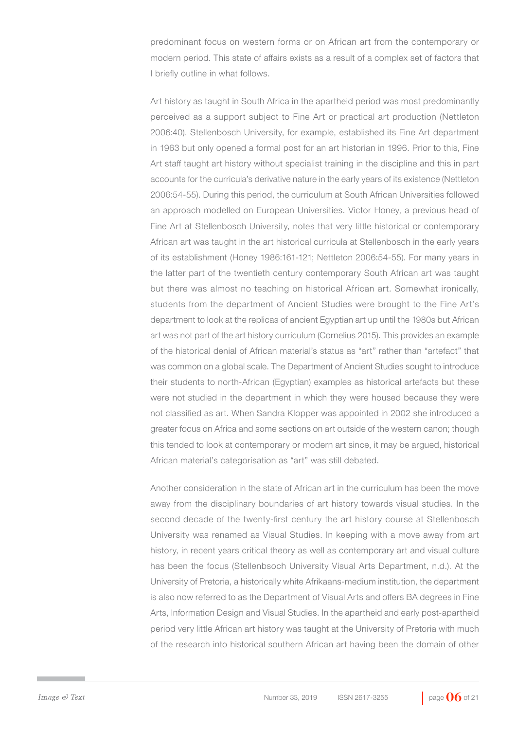predominant focus on western forms or on African art from the contemporary or modern period. This state of affairs exists as a result of a complex set of factors that I briefly outline in what follows.

Art history as taught in South Africa in the apartheid period was most predominantly perceived as a support subject to Fine Art or practical art production (Nettleton 2006:40). Stellenbosch University, for example, established its Fine Art department in 1963 but only opened a formal post for an art historian in 1996. Prior to this, Fine Art staff taught art history without specialist training in the discipline and this in part accounts for the curricula's derivative nature in the early years of its existence (Nettleton 2006:54-55). During this period, the curriculum at South African Universities followed an approach modelled on European Universities. Victor Honey, a previous head of Fine Art at Stellenbosch University, notes that very little historical or contemporary African art was taught in the art historical curricula at Stellenbosch in the early years of its establishment (Honey 1986:161-121; Nettleton 2006:54-55). For many years in the latter part of the twentieth century contemporary South African art was taught but there was almost no teaching on historical African art. Somewhat ironically, students from the department of Ancient Studies were brought to the Fine Art's department to look at the replicas of ancient Egyptian art up until the 1980s but African art was not part of the art history curriculum (Cornelius 2015). This provides an example of the historical denial of African material's status as "art" rather than "artefact" that was common on a global scale. The Department of Ancient Studies sought to introduce their students to north-African (Egyptian) examples as historical artefacts but these were not studied in the department in which they were housed because they were not classified as art. When Sandra Klopper was appointed in 2002 she introduced a greater focus on Africa and some sections on art outside of the western canon; though this tended to look at contemporary or modern art since, it may be argued, historical African material's categorisation as "art" was still debated.

Another consideration in the state of African art in the curriculum has been the move away from the disciplinary boundaries of art history towards visual studies. In the second decade of the twenty-first century the art history course at Stellenbosch University was renamed as Visual Studies. In keeping with a move away from art history, in recent years critical theory as well as contemporary art and visual culture has been the focus (Stellenbsoch University Visual Arts Department, n.d.). At the University of Pretoria, a historically white Afrikaans-medium institution, the department is also now referred to as the Department of Visual Arts and offers BA degrees in Fine Arts, Information Design and Visual Studies. In the apartheid and early post-apartheid period very little African art history was taught at the University of Pretoria with much of the research into historical southern African art having been the domain of other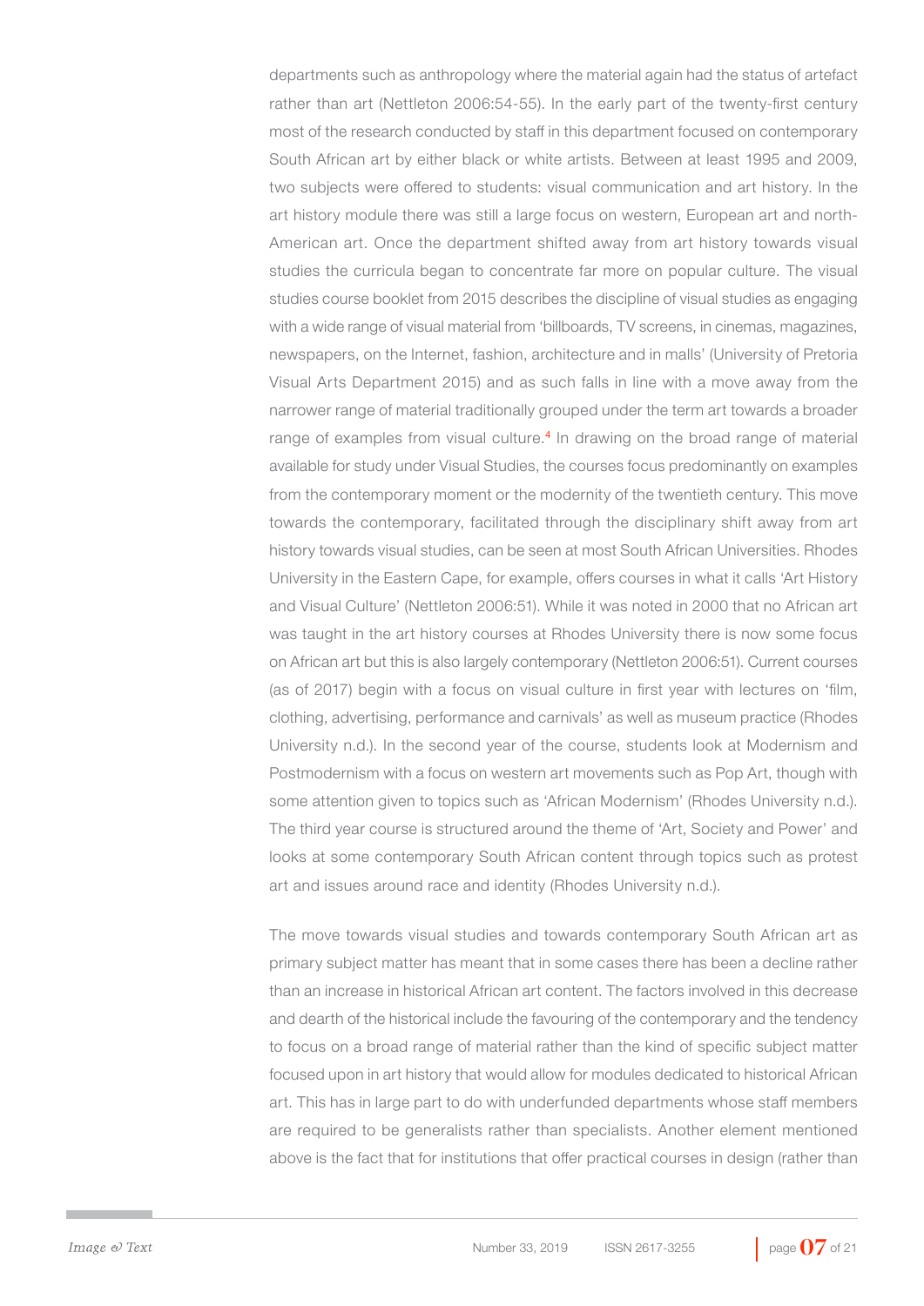departments such as anthropology where the material again had the status of artefact rather than art (Nettleton 2006:54-55). In the early part of the twenty-first century most of the research conducted by staff in this department focused on contemporary South African art by either black or white artists. Between at least 1995 and 2009, two subjects were offered to students: visual communication and art history. In the art history module there was still a large focus on western, European art and north-American art. Once the department shifted away from art history towards visual studies the curricula began to concentrate far more on popular culture. The visual studies course booklet from 2015 describes the discipline of visual studies as engaging with a wide range of visual material from 'billboards, TV screens, in cinemas, magazines, newspapers, on the Internet, fashion, architecture and in malls' (University of Pretoria Visual Arts Department 2015) and as such falls in line with a move away from the narrower range of material traditionally grouped under the term art towards a broader range of examples from visual culture.[4] In drawing on the broad range of material available for study under Visual Studies, the courses focus predominantly on examples from the contemporary moment or the modernity of the twentieth century. This move towards the contemporary, facilitated through the disciplinary shift away from art history towards visual studies, can be seen at most South African Universities. Rhodes University in the Eastern Cape, for example, offers courses in what it calls 'Art History and Visual Culture' (Nettleton 2006:51). While it was noted in 2000 that no African art was taught in the art history courses at Rhodes University there is now some focus on African art but this is also largely contemporary (Nettleton 2006:51). Current courses (as of 2017) begin with a focus on visual culture in first year with lectures on 'film, clothing, advertising, performance and carnivals' as well as museum practice (Rhodes University n.d.). In the second year of the course, students look at Modernism and Postmodernism with a focus on western art movements such as Pop Art, though with some attention given to topics such as 'African Modernism' (Rhodes University n.d.). The third year course is structured around the theme of 'Art, Society and Power' and looks at some contemporary South African content through topics such as protest art and issues around race and identity (Rhodes University n.d.).

The move towards visual studies and towards contemporary South African art as primary subject matter has meant that in some cases there has been a decline rather than an increase in historical African art content. The factors involved in this decrease and dearth of the historical include the favouring of the contemporary and the tendency to focus on a broad range of material rather than the kind of specific subject matter focused upon in art history that would allow for modules dedicated to historical African art. This has in large part to do with underfunded departments whose staff members are required to be generalists rather than specialists. Another element mentioned above is the fact that for institutions that offer practical courses in design (rather than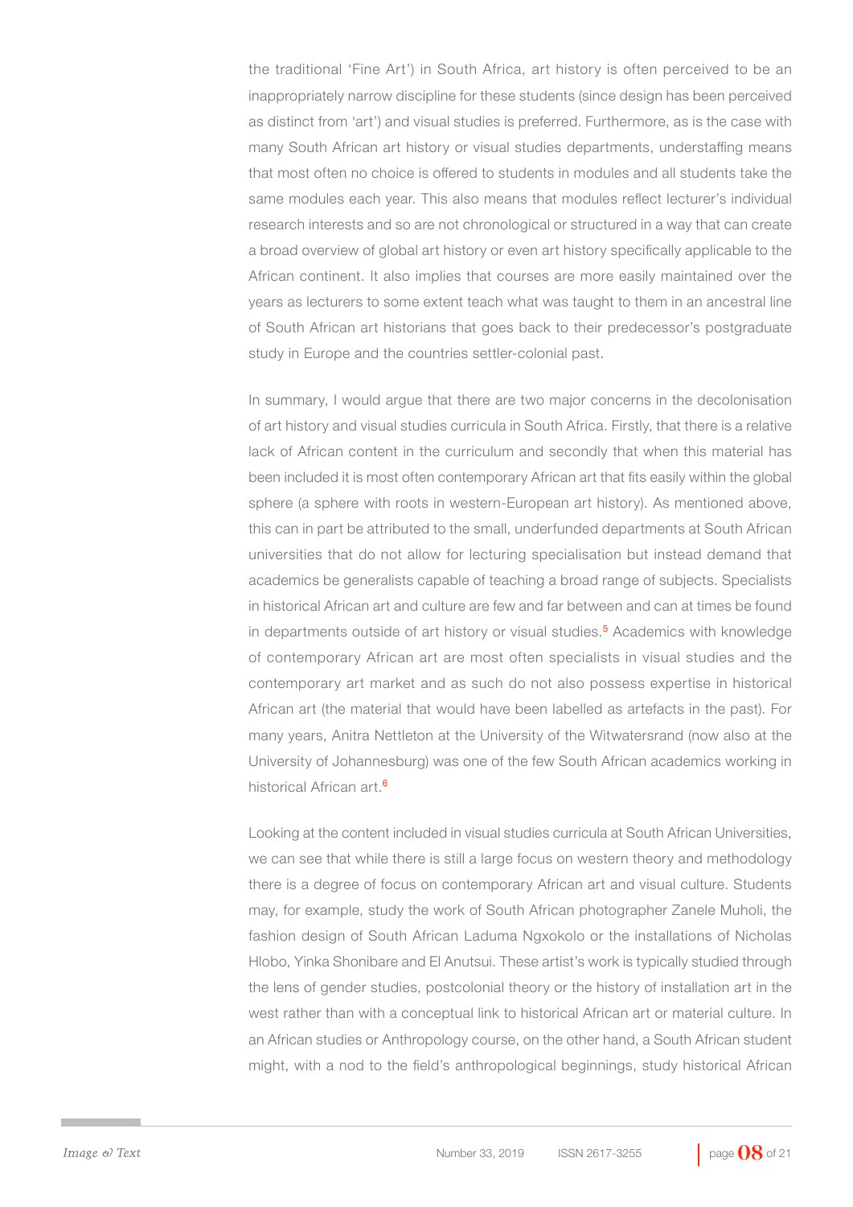the traditional 'Fine Art') in South Africa, art history is often perceived to be an inappropriately narrow discipline for these students (since design has been perceived as distinct from 'art') and visual studies is preferred. Furthermore, as is the case with many South African art history or visual studies departments, understaffing means that most often no choice is offered to students in modules and all students take the same modules each year. This also means that modules reflect lecturer's individual research interests and so are not chronological or structured in a way that can create a broad overview of global art history or even art history specifically applicable to the African continent. It also implies that courses are more easily maintained over the years as lecturers to some extent teach what was taught to them in an ancestral line of South African art historians that goes back to their predecessor's postgraduate study in Europe and the countries settler-colonial past.

In summary, I would argue that there are two major concerns in the decolonisation of art history and visual studies curricula in South Africa. Firstly, that there is a relative lack of African content in the curriculum and secondly that when this material has been included it is most often contemporary African art that fits easily within the global sphere (a sphere with roots in western-European art history). As mentioned above, this can in part be attributed to the small, underfunded departments at South African universities that do not allow for lecturing specialisation but instead demand that academics be generalists capable of teaching a broad range of subjects. Specialists in historical African art and culture are few and far between and can at times be found in departments outside of art history or visual studies.[5] Academics with knowledge of contemporary African art are most often specialists in visual studies and the contemporary art market and as such do not also possess expertise in historical African art (the material that would have been labelled as artefacts in the past). For many years, Anitra Nettleton at the University of the Witwatersrand (now also at the University of Johannesburg) was one of the few South African academics working in historical African art.[6]

Looking at the content included in visual studies curricula at South African Universities, we can see that while there is still a large focus on western theory and methodology there is a degree of focus on contemporary African art and visual culture. Students may, for example, study the work of South African photographer Zanele Muholi, the fashion design of South African Laduma Ngxokolo or the installations of Nicholas Hlobo, Yinka Shonibare and El Anutsui. These artist's work is typically studied through the lens of gender studies, postcolonial theory or the history of installation art in the west rather than with a conceptual link to historical African art or material culture. In an African studies or Anthropology course, on the other hand, a South African student might, with a nod to the field's anthropological beginnings, study historical African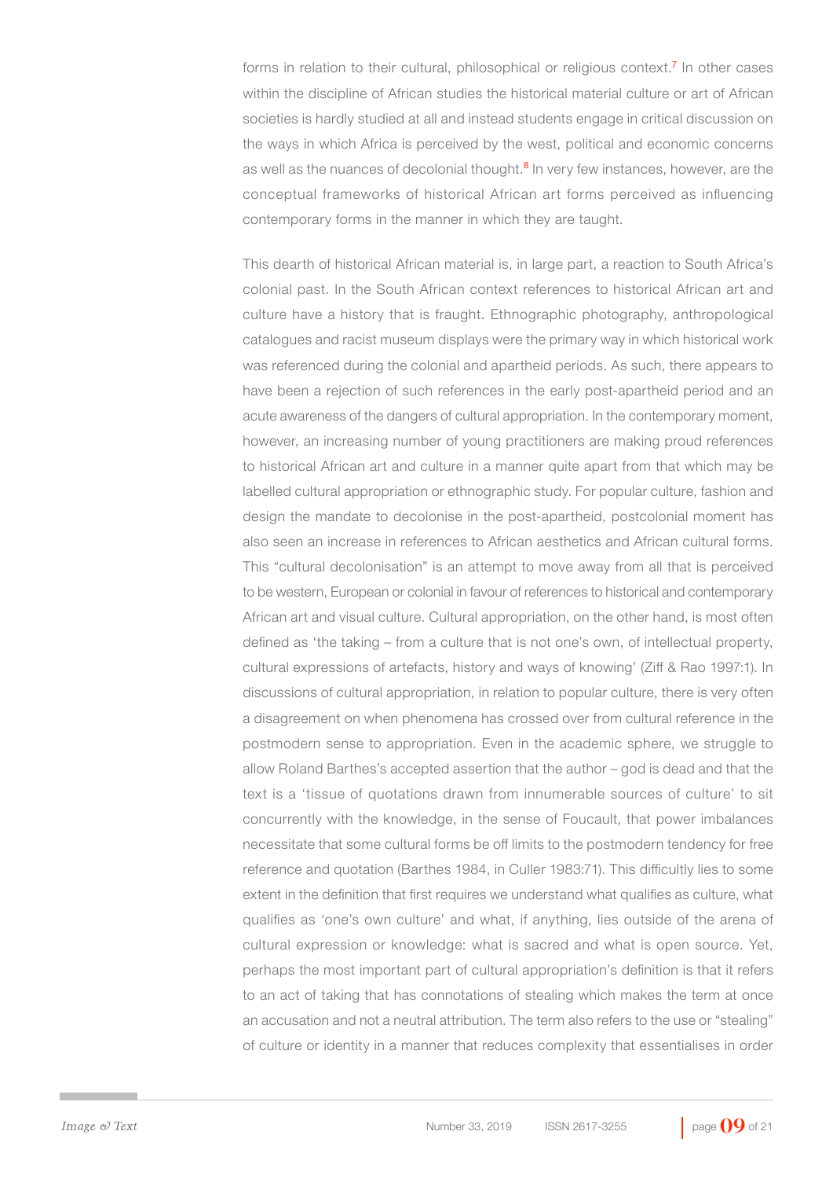forms in relation to their cultural, philosophical or religious context.[7] In other cases within the discipline of African studies the historical material culture or art of African societies is hardly studied at all and instead students engage in critical discussion on the ways in which Africa is perceived by the west, political and economic concerns as well as the nuances of decolonial thought.[8] In very few instances, however, are the conceptual frameworks of historical African art forms perceived as influencing contemporary forms in the manner in which they are taught.

This dearth of historical African material is, in large part, a reaction to South Africa's colonial past. In the South African context references to historical African art and culture have a history that is fraught. Ethnographic photography, anthropological catalogues and racist museum displays were the primary way in which historical work was referenced during the colonial and apartheid periods. As such, there appears to have been a rejection of such references in the early post-apartheid period and an acute awareness of the dangers of cultural appropriation. In the contemporary moment, however, an increasing number of young practitioners are making proud references to historical African art and culture in a manner quite apart from that which may be labelled cultural appropriation or ethnographic study. For popular culture, fashion and design the mandate to decolonise in the post-apartheid, postcolonial moment has also seen an increase in references to African aesthetics and African cultural forms. This "cultural decolonisation" is an attempt to move away from all that is perceived to be western, European or colonial in favour of references to historical and contemporary African art and visual culture. Cultural appropriation, on the other hand, is most often defined as 'the taking – from a culture that is not one's own, of intellectual property, cultural expressions of artefacts, history and ways of knowing' (Ziff & Rao 1997:1). In discussions of cultural appropriation, in relation to popular culture, there is very often a disagreement on when phenomena has crossed over from cultural reference in the postmodern sense to appropriation. Even in the academic sphere, we struggle to allow Roland Barthes's accepted assertion that the author – god is dead and that the text is a 'tissue of quotations drawn from innumerable sources of culture' to sit concurrently with the knowledge, in the sense of Foucault, that power imbalances necessitate that some cultural forms be off limits to the postmodern tendency for free reference and quotation (Barthes 1984, in Culler 1983:71). This difficultly lies to some extent in the definition that first requires we understand what qualifies as culture, what qualifies as 'one's own culture' and what, if anything, lies outside of the arena of cultural expression or knowledge: what is sacred and what is open source. Yet, perhaps the most important part of cultural appropriation's definition is that it refers to an act of taking that has connotations of stealing which makes the term at once an accusation and not a neutral attribution. The term also refers to the use or "stealing" of culture or identity in a manner that reduces complexity that essentialises in order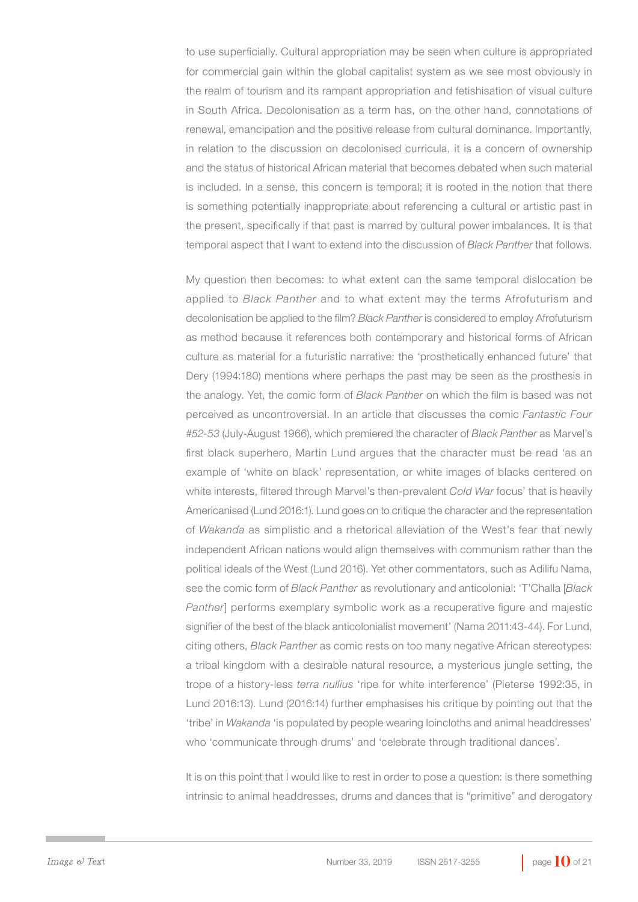to use superficially. Cultural appropriation may be seen when culture is appropriated for commercial gain within the global capitalist system as we see most obviously in the realm of tourism and its rampant appropriation and fetishisation of visual culture in South Africa. Decolonisation as a term has, on the other hand, connotations of renewal, emancipation and the positive release from cultural dominance. Importantly, in relation to the discussion on decolonised curricula, it is a concern of ownership and the status of historical African material that becomes debated when such material is included. In a sense, this concern is temporal; it is rooted in the notion that there is something potentially inappropriate about referencing a cultural or artistic past in the present, specifically if that past is marred by cultural power imbalances. It is that temporal aspect that I want to extend into the discussion of *Black Panther* that follows.

My question then becomes: to what extent can the same temporal dislocation be applied to *Black Panther* and to what extent may the terms Afrofuturism and decolonisation be applied to the film? *Black Panther* is considered to employ Afrofuturism as method because it references both contemporary and historical forms of African culture as material for a futuristic narrative: the 'prosthetically enhanced future' that Dery (1994:180) mentions where perhaps the past may be seen as the prosthesis in the analogy. Yet, the comic form of *Black Panther* on which the film is based was not perceived as uncontroversial. In an article that discusses the comic *Fantastic Four #52-53* (July-August 1966), which premiered the character of *Black Panther* as Marvel's first black superhero, Martin Lund argues that the character must be read 'as an example of 'white on black' representation, or white images of blacks centered on white interests, filtered through Marvel's then-prevalent *Cold War* focus' that is heavily Americanised (Lund 2016:1). Lund goes on to critique the character and the representation of *Wakanda* as simplistic and a rhetorical alleviation of the West's fear that newly independent African nations would align themselves with communism rather than the political ideals of the West (Lund 2016). Yet other commentators, such as Adilifu Nama, see the comic form of *Black Panther* as revolutionary and anticolonial: 'T'Challa [*Black Panther*] performs exemplary symbolic work as a recuperative figure and majestic signifier of the best of the black anticolonialist movement' (Nama 2011:43-44). For Lund, citing others, *Black Panther* as comic rests on too many negative African stereotypes: a tribal kingdom with a desirable natural resource, a mysterious jungle setting, the trope of a history-less *terra nullius* 'ripe for white interference' (Pieterse 1992:35, in Lund 2016:13). Lund (2016:14) further emphasises his critique by pointing out that the 'tribe' in *Wakanda* 'is populated by people wearing loincloths and animal headdresses' who 'communicate through drums' and 'celebrate through traditional dances'.

It is on this point that I would like to rest in order to pose a question: is there something intrinsic to animal headdresses, drums and dances that is "primitive" and derogatory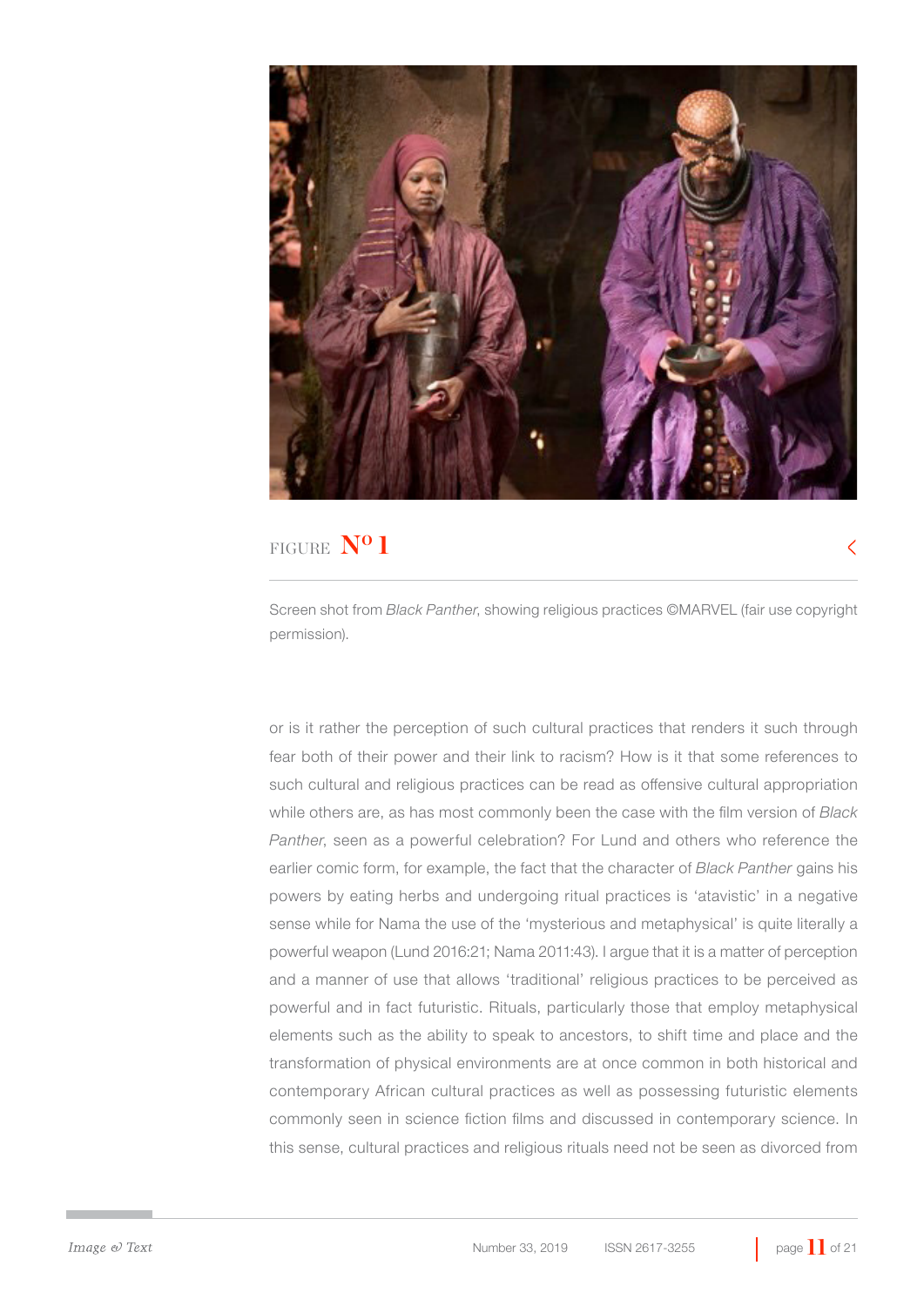FIGURE Nº 1

Screen shot from *Black Panther*, showing religious practices ©MARVEL (fair use copyright permission).

or is it rather the perception of such cultural practices that renders it such through fear both of their power and their link to racism? How is it that some references to such cultural and religious practices can be read as offensive cultural appropriation while others are, as has most commonly been the case with the film version of *Black Panther*, seen as a powerful celebration? For Lund and others who reference the earlier comic form, for example, the fact that the character of *Black Panther* gains his powers by eating herbs and undergoing ritual practices is 'atavistic' in a negative sense while for Nama the use of the 'mysterious and metaphysical' is quite literally a powerful weapon (Lund 2016:21; Nama 2011:43). I argue that it is a matter of perception and a manner of use that allows 'traditional' religious practices to be perceived as powerful and in fact futuristic. Rituals, particularly those that employ metaphysical elements such as the ability to speak to ancestors, to shift time and place and the transformation of physical environments are at once common in both historical and contemporary African cultural practices as well as possessing futuristic elements commonly seen in science fiction films and discussed in contemporary science. In this sense, cultural practices and religious rituals need not be seen as divorced from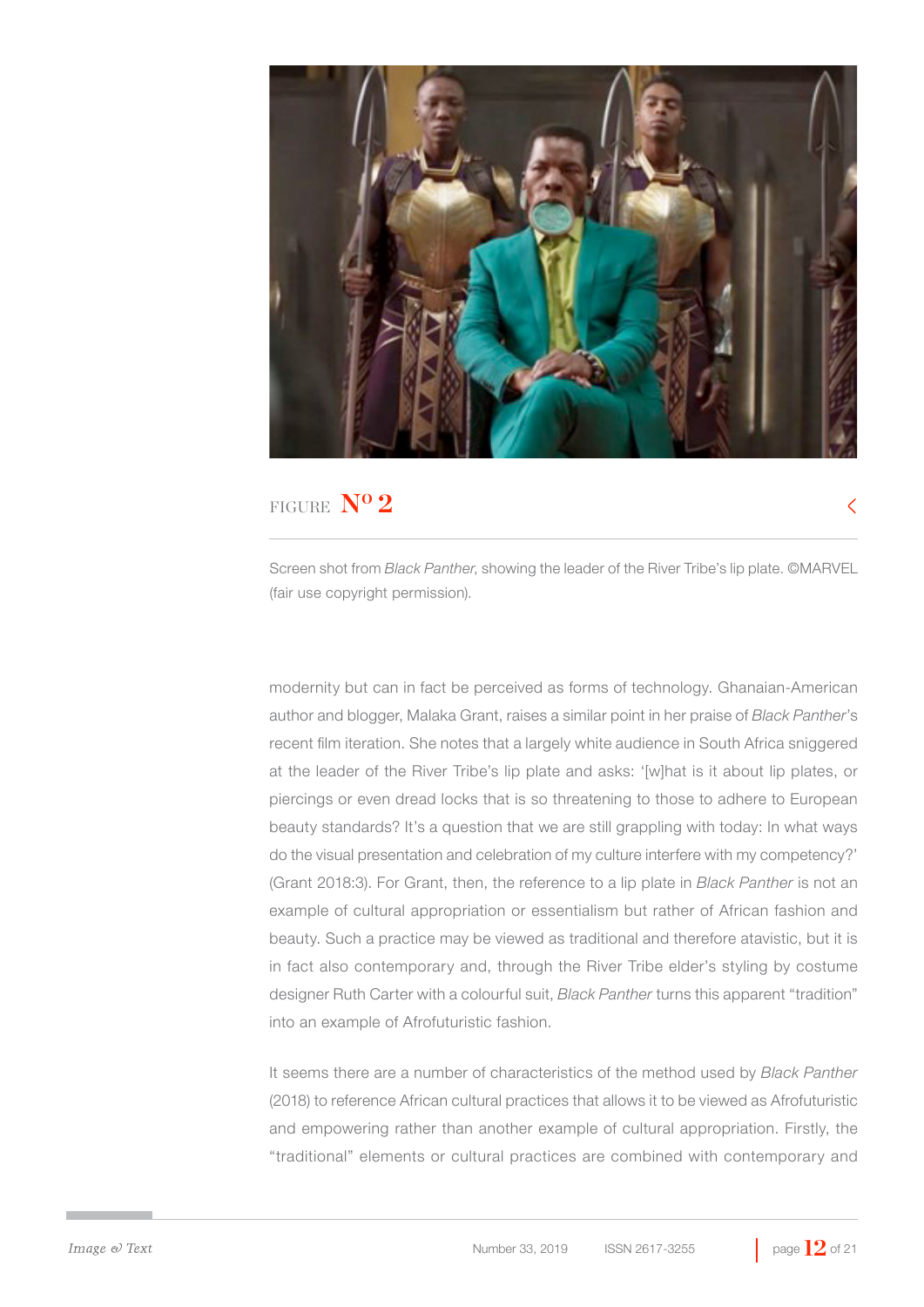FIGURE **Nº 2**

Screen shot from *Black Panther*, showing the leader of the River Tribe's lip plate. ©MARVEL (fair use copyright permission).

modernity but can in fact be perceived as forms of technology. Ghanaian-American author and blogger, Malaka Grant, raises a similar point in her praise of *Black Panther*'s recent film iteration. She notes that a largely white audience in South Africa sniggered at the leader of the River Tribe's lip plate and asks: '[w]hat is it about lip plates, or piercings or even dread locks that is so threatening to those to adhere to European beauty standards? It's a question that we are still grappling with today: In what ways do the visual presentation and celebration of my culture interfere with my competency?' (Grant 2018:3). For Grant, then, the reference to a lip plate in *Black Panther* is not an example of cultural appropriation or essentialism but rather of African fashion and beauty. Such a practice may be viewed as traditional and therefore atavistic, but it is in fact also contemporary and, through the River Tribe elder's styling by costume designer Ruth Carter with a colourful suit, *Black Panther* turns this apparent "tradition" into an example of Afrofuturistic fashion.

It seems there are a number of characteristics of the method used by *Black Panther* (2018) to reference African cultural practices that allows it to be viewed as Afrofuturistic and empowering rather than another example of cultural appropriation. Firstly, the "traditional" elements or cultural practices are combined with contemporary and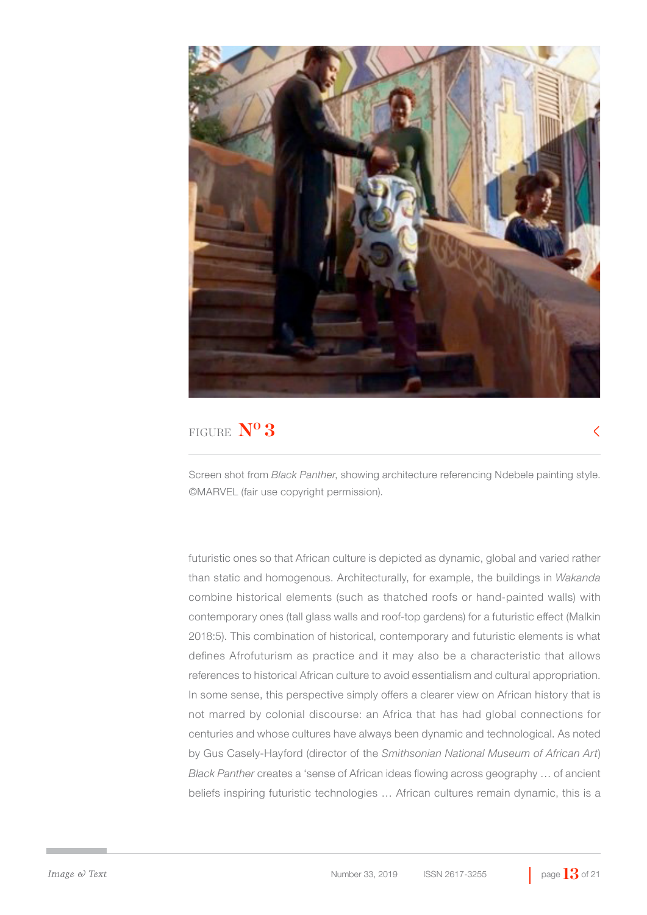FIGURE **Nº 3**

Screen shot from *Black Panther*, showing architecture referencing Ndebele painting style. ©MARVEL (fair use copyright permission).

futuristic ones so that African culture is depicted as dynamic, global and varied rather than static and homogenous. Architecturally, for example, the buildings in *Wakanda* combine historical elements (such as thatched roofs or hand-painted walls) with contemporary ones (tall glass walls and roof-top gardens) for a futuristic effect (Malkin 2018:5). This combination of historical, contemporary and futuristic elements is what defines Afrofuturism as practice and it may also be a characteristic that allows references to historical African culture to avoid essentialism and cultural appropriation. In some sense, this perspective simply offers a clearer view on African history that is not marred by colonial discourse: an Africa that has had global connections for centuries and whose cultures have always been dynamic and technological. As noted by Gus Casely-Hayford (director of the *Smithsonian National Museum of African Art*) *Black Panther* creates a 'sense of African ideas flowing across geography … of ancient beliefs inspiring futuristic technologies … African cultures remain dynamic, this is a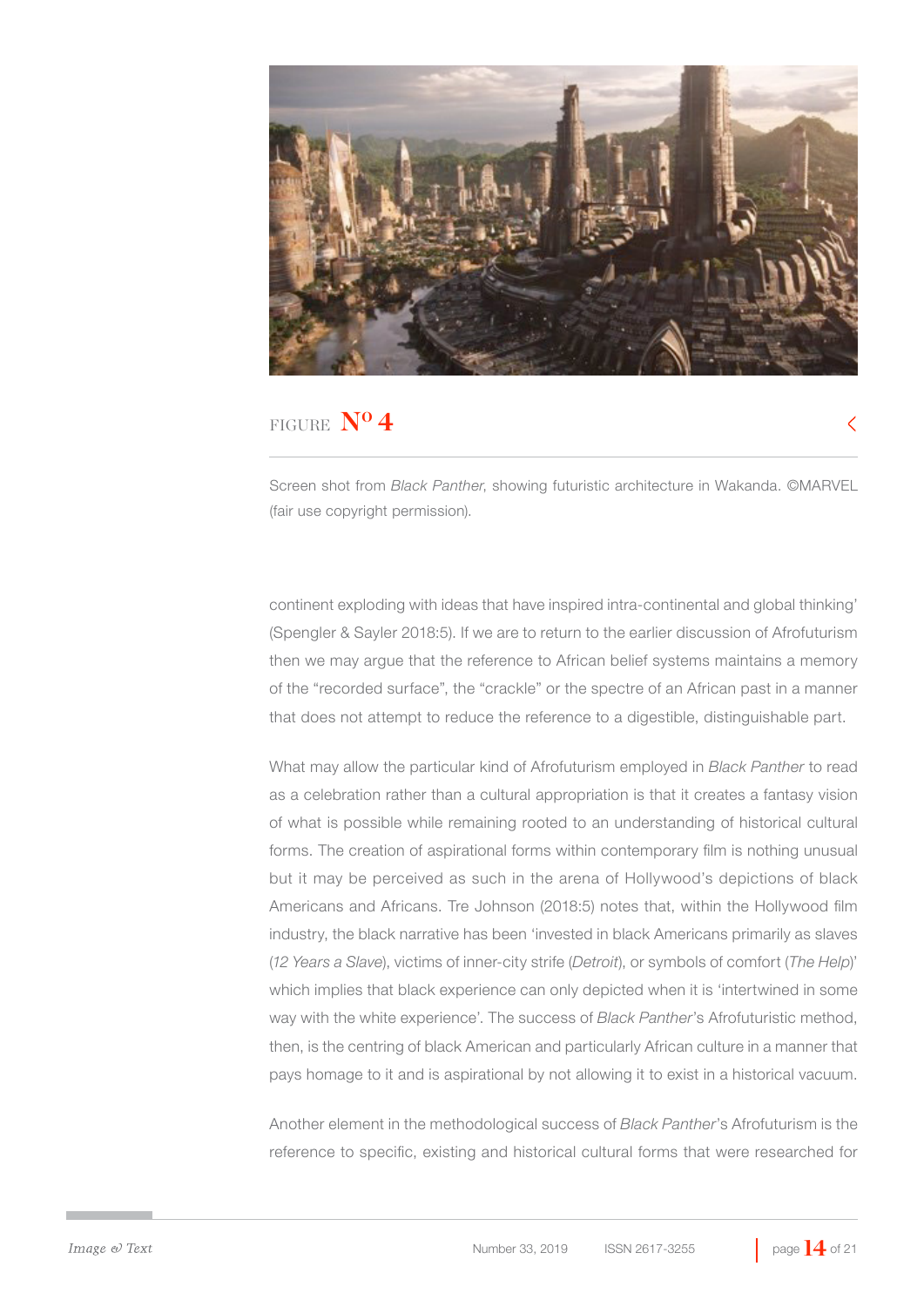FIGURE **Nº 4**

Screen shot from *Black Panther*, showing futuristic architecture in Wakanda. ©MARVEL (fair use copyright permission).

continent exploding with ideas that have inspired intra-continental and global thinking' (Spengler & Sayler 2018:5). If we are to return to the earlier discussion of Afrofuturism then we may argue that the reference to African belief systems maintains a memory of the "recorded surface", the "crackle" or the spectre of an African past in a manner that does not attempt to reduce the reference to a digestible, distinguishable part.

What may allow the particular kind of Afrofuturism employed in *Black Panther* to read as a celebration rather than a cultural appropriation is that it creates a fantasy vision of what is possible while remaining rooted to an understanding of historical cultural forms. The creation of aspirational forms within contemporary film is nothing unusual but it may be perceived as such in the arena of Hollywood's depictions of black Americans and Africans. Tre Johnson (2018:5) notes that, within the Hollywood film industry, the black narrative has been 'invested in black Americans primarily as slaves (*12 Years a Slave*), victims of inner-city strife (*Detroit*), or symbols of comfort (*The Help*)' which implies that black experience can only depicted when it is 'intertwined in some way with the white experience'. The success of *Black Panther*'s Afrofuturistic method, then, is the centring of black American and particularly African culture in a manner that pays homage to it and is aspirational by not allowing it to exist in a historical vacuum.

Another element in the methodological success of *Black Panther*'s Afrofuturism is the reference to specific, existing and historical cultural forms that were researched for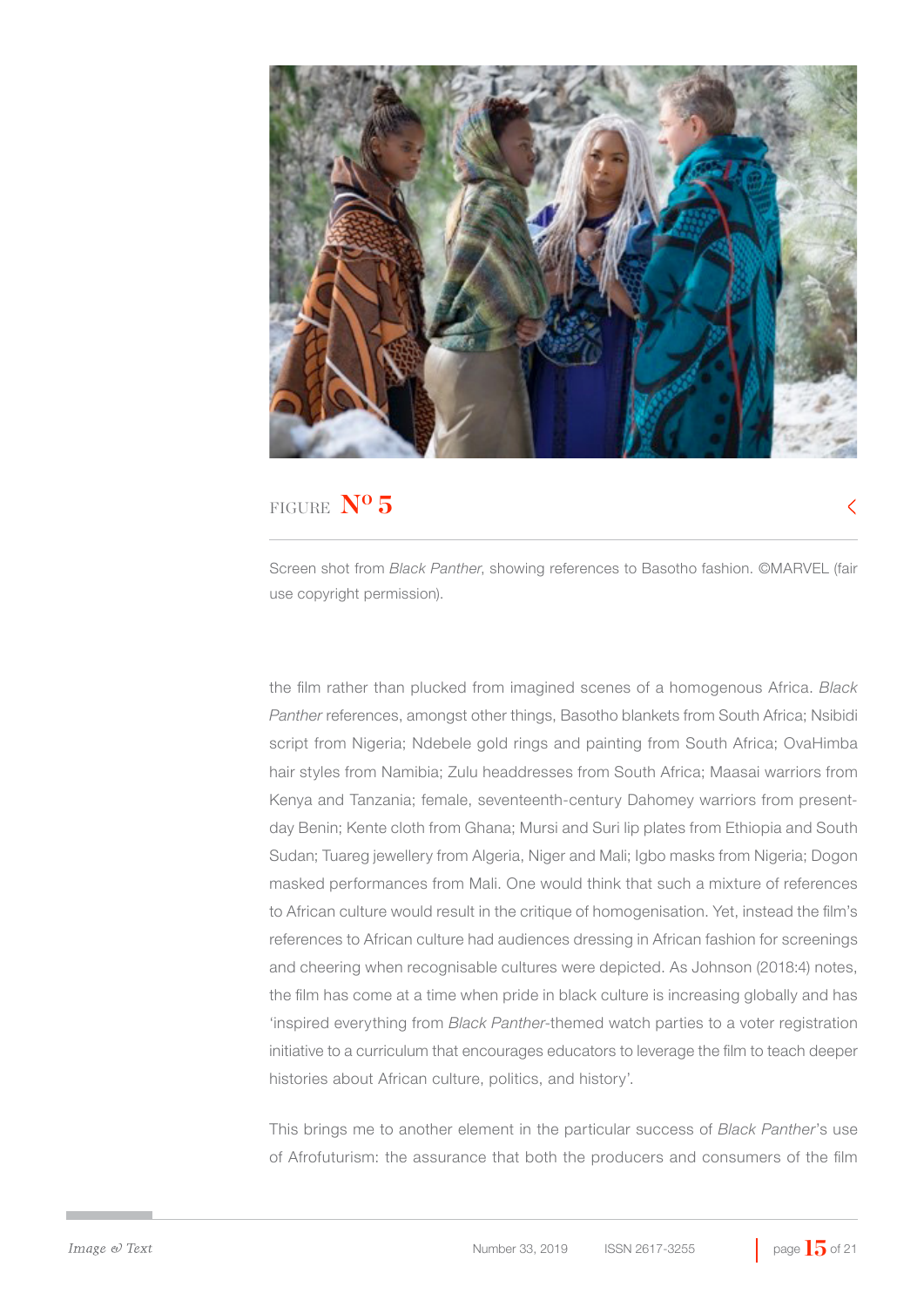FIGURE **Nº 5**

Screen shot from *Black Panther*, showing references to Basotho fashion. ©MARVEL (fair use copyright permission).

the film rather than plucked from imagined scenes of a homogenous Africa. *Black Panther* references, amongst other things, Basotho blankets from South Africa; Nsibidi script from Nigeria; Ndebele gold rings and painting from South Africa; OvaHimba hair styles from Namibia; Zulu headdresses from South Africa; Maasai warriors from Kenya and Tanzania; female, seventeenth-century Dahomey warriors from present-day Benin; Kente cloth from Ghana; Mursi and Suri lip plates from Ethiopia and South Sudan; Tuareg jewellery from Algeria, Niger and Mali; Igbo masks from Nigeria; Dogon masked performances from Mali. One would think that such a mixture of references to African culture would result in the critique of homogenisation. Yet, instead the film's references to African culture had audiences dressing in African fashion for screenings and cheering when recognisable cultures were depicted. As Johnson (2018:4) notes, the film has come at a time when pride in black culture is increasing globally and has 'inspired everything from *Black Panther*-themed watch parties to a voter registration initiative to a curriculum that encourages educators to leverage the film to teach deeper histories about African culture, politics, and history'.

This brings me to another element in the particular success of *Black Panther*'s use of Afrofuturism: the assurance that both the producers and consumers of the film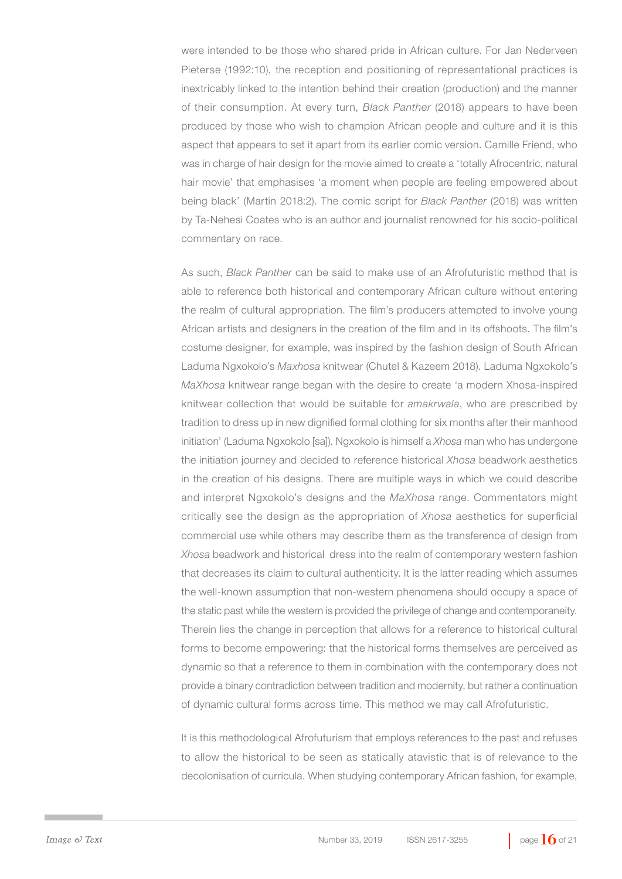were intended to be those who shared pride in African culture. For Jan Nederveen Pieterse (1992:10), the reception and positioning of representational practices is inextricably linked to the intention behind their creation (production) and the manner of their consumption. At every turn, *Black Panther* (2018) appears to have been produced by those who wish to champion African people and culture and it is this aspect that appears to set it apart from its earlier comic version. Camille Friend, who was in charge of hair design for the movie aimed to create a 'totally Afrocentric, natural hair movie' that emphasises 'a moment when people are feeling empowered about being black' (Martin 2018:2). The comic script for *Black Panther* (2018) was written by Ta-Nehesi Coates who is an author and journalist renowned for his socio-political commentary on race.

As such, *Black Panther* can be said to make use of an Afrofuturistic method that is able to reference both historical and contemporary African culture without entering the realm of cultural appropriation. The film's producers attempted to involve young African artists and designers in the creation of the film and in its offshoots. The film's costume designer, for example, was inspired by the fashion design of South African Laduma Ngxokolo's *Maxhosa* knitwear (Chutel & Kazeem 2018). Laduma Ngxokolo's *MaXhosa* knitwear range began with the desire to create 'a modern Xhosa-inspired knitwear collection that would be suitable for *amakrwala*, who are prescribed by tradition to dress up in new dignified formal clothing for six months after their manhood initiation' (Laduma Ngxokolo [sa]). Ngxokolo is himself a *Xhosa* man who has undergone the initiation journey and decided to reference historical *Xhosa* beadwork aesthetics in the creation of his designs. There are multiple ways in which we could describe and interpret Ngxokolo's designs and the *MaXhosa* range. Commentators might critically see the design as the appropriation of *Xhosa* aesthetics for superficial commercial use while others may describe them as the transference of design from *Xhosa* beadwork and historical dress into the realm of contemporary western fashion that decreases its claim to cultural authenticity. It is the latter reading which assumes the well-known assumption that non-western phenomena should occupy a space of the static past while the western is provided the privilege of change and contemporaneity. Therein lies the change in perception that allows for a reference to historical cultural forms to become empowering: that the historical forms themselves are perceived as dynamic so that a reference to them in combination with the contemporary does not provide a binary contradiction between tradition and modernity, but rather a continuation of dynamic cultural forms across time. This method we may call Afrofuturistic.

It is this methodological Afrofuturism that employs references to the past and refuses to allow the historical to be seen as statically atavistic that is of relevance to the decolonisation of curricula. When studying contemporary African fashion, for example,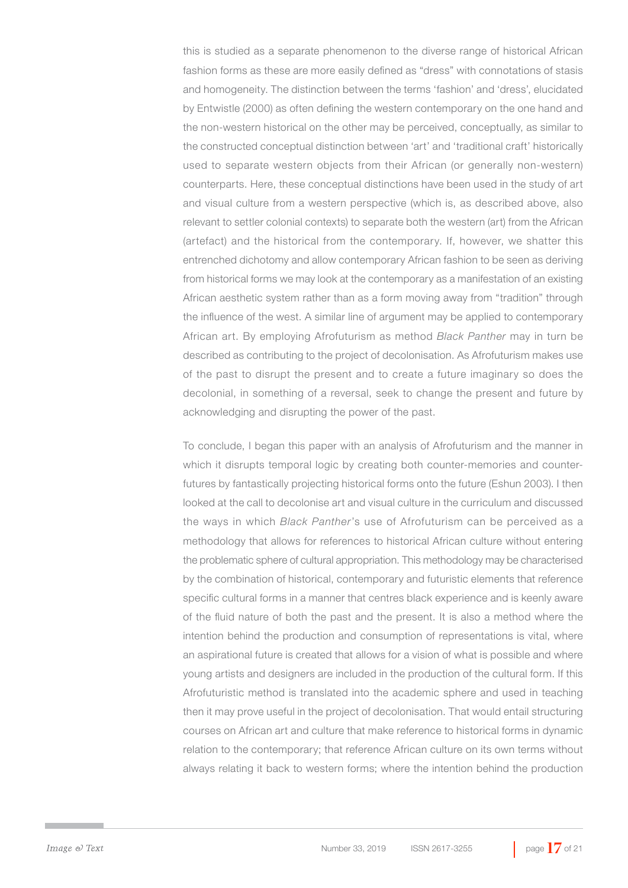this is studied as a separate phenomenon to the diverse range of historical African fashion forms as these are more easily defined as "dress" with connotations of stasis and homogeneity. The distinction between the terms 'fashion' and 'dress', elucidated by Entwistle (2000) as often defining the western contemporary on the one hand and the non-western historical on the other may be perceived, conceptually, as similar to the constructed conceptual distinction between 'art' and 'traditional craft' historically used to separate western objects from their African (or generally non-western) counterparts. Here, these conceptual distinctions have been used in the study of art and visual culture from a western perspective (which is, as described above, also relevant to settler colonial contexts) to separate both the western (art) from the African (artefact) and the historical from the contemporary. If, however, we shatter this entrenched dichotomy and allow contemporary African fashion to be seen as deriving from historical forms we may look at the contemporary as a manifestation of an existing African aesthetic system rather than as a form moving away from "tradition" through the influence of the west. A similar line of argument may be applied to contemporary African art. By employing Afrofuturism as method *Black Panther* may in turn be described as contributing to the project of decolonisation. As Afrofuturism makes use of the past to disrupt the present and to create a future imaginary so does the decolonial, in something of a reversal, seek to change the present and future by acknowledging and disrupting the power of the past.

To conclude, I began this paper with an analysis of Afrofuturism and the manner in which it disrupts temporal logic by creating both counter-memories and counter-futures by fantastically projecting historical forms onto the future (Eshun 2003). I then looked at the call to decolonise art and visual culture in the curriculum and discussed the ways in which *Black Panther*'s use of Afrofuturism can be perceived as a methodology that allows for references to historical African culture without entering the problematic sphere of cultural appropriation. This methodology may be characterised by the combination of historical, contemporary and futuristic elements that reference specific cultural forms in a manner that centres black experience and is keenly aware of the fluid nature of both the past and the present. It is also a method where the intention behind the production and consumption of representations is vital, where an aspirational future is created that allows for a vision of what is possible and where young artists and designers are included in the production of the cultural form. If this Afrofuturistic method is translated into the academic sphere and used in teaching then it may prove useful in the project of decolonisation. That would entail structuring courses on African art and culture that make reference to historical forms in dynamic relation to the contemporary; that reference African culture on its own terms without always relating it back to western forms; where the intention behind the production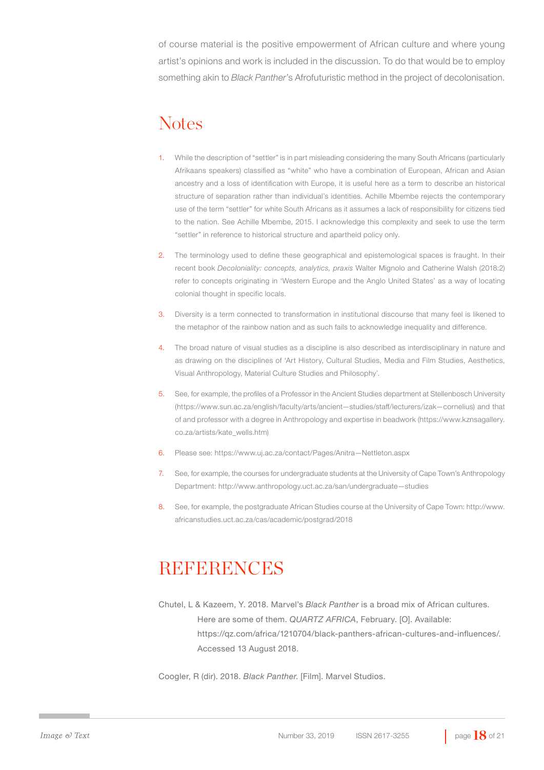of course material is the positive empowerment of African culture and where young artist's opinions and work is included in the discussion. To do that would be to employ something akin to *Black Panther*'s Afrofuturistic method in the project of decolonisation.

## Notes

1. While the description of "settler" is in part misleading considering the many South Africans (particularly Afrikaans speakers) classified as "white" who have a combination of European, African and Asian ancestry and a loss of identification with Europe, it is useful here as a term to describe an historical structure of separation rather than individual's identities. Achille Mbembe rejects the contemporary use of the term "settler" for white South Africans as it assumes a lack of responsibility for citizens tied to the nation. See Achille Mbembe, 2015. I acknowledge this complexity and seek to use the term "settler" in reference to historical structure and apartheid policy only.
2. The terminology used to define these geographical and epistemological spaces is fraught. In their recent book *Decoloniality: concepts, analytics, praxis* Walter Mignolo and Catherine Walsh (2018:2) refer to concepts originating in 'Western Europe and the Anglo United States' as a way of locating colonial thought in specific locals.
3. Diversity is a term connected to transformation in institutional discourse that many feel is likened to the metaphor of the rainbow nation and as such fails to acknowledge inequality and difference.
4. The broad nature of visual studies as a discipline is also described as interdisciplinary in nature and as drawing on the disciplines of 'Art History, Cultural Studies, Media and Film Studies, Aesthetics, Visual Anthropology, Material Culture Studies and Philosophy'.
5. See, for example, the profiles of a Professor in the Ancient Studies department at Stellenbosch University (https://www.sun.ac.za/english/faculty/arts/ancient—studies/staff/lecturers/izak—cornelius) and that of and professor with a degree in Anthropology and expertise in beadwork (https://www.kznsagallery.co.za/artists/kate_wells.htm)
6. Please see: https://www.uj.ac.za/contact/Pages/Anitra—Nettleton.aspx
7. See, for example, the courses for undergraduate students at the University of Cape Town's Anthropology Department: http://www.anthropology.uct.ac.za/san/undergraduate—studies
8. See, for example, the postgraduate African Studies course at the University of Cape Town: http://www.africanstudies.uct.ac.za/cas/academic/postgrad/2018

## REFERENCES

Chutel, L & Kazeem, Y. 2018. Marvel's *Black Panther* is a broad mix of African cultures. Here are some of them. *QUARTZ AFRICA*, February. [O]. Available: https://qz.com/africa/1210704/black-panthers-african-cultures-and-influences/. Accessed 13 August 2018.

Coogler, R (dir). 2018. *Black Panther*. [Film]. Marvel Studios.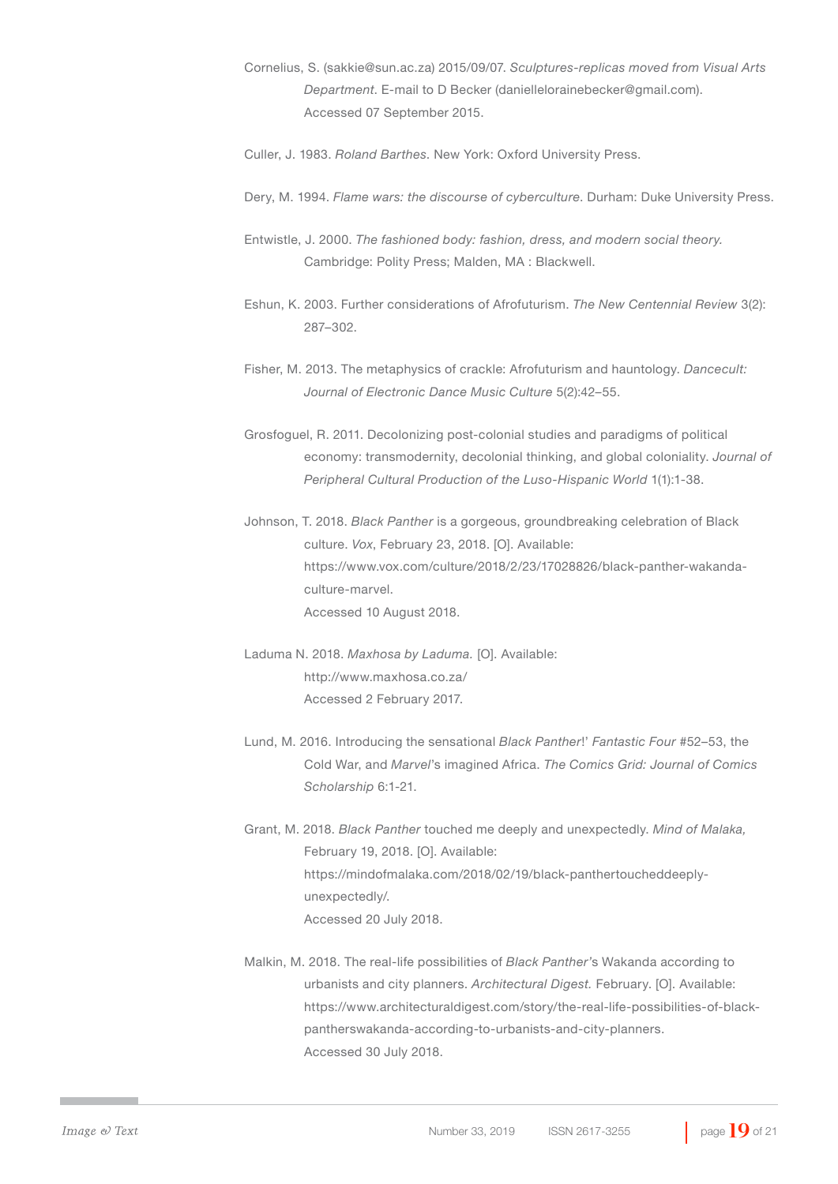Cornelius, S. (sakkie@sun.ac.za) 2015/09/07. *Sculptures-replicas moved from Visual Arts Department*. E-mail to D Becker (daniellelorainebecker@gmail.com). Accessed 07 September 2015.

Culler, J. 1983. *Roland Barthes*. New York: Oxford University Press.

Dery, M. 1994. *Flame wars: the discourse of cyberculture*. Durham: Duke University Press.

Entwistle, J. 2000. *The fashioned body: fashion, dress, and modern social theory.* Cambridge: Polity Press; Malden, MA : Blackwell.

Eshun, K. 2003. Further considerations of Afrofuturism. *The New Centennial Review* 3(2): 287–302.

Fisher, M. 2013. The metaphysics of crackle: Afrofuturism and hauntology. *Dancecult: Journal of Electronic Dance Music Culture* 5(2):42–55.

Grosfoguel, R. 2011. Decolonizing post-colonial studies and paradigms of political economy: transmodernity, decolonial thinking, and global coloniality. *Journal of Peripheral Cultural Production of the Luso-Hispanic World* 1(1):1-38.

Johnson, T. 2018. *Black Panther* is a gorgeous, groundbreaking celebration of Black culture. *Vox*, February 23, 2018. [O]. Available: https://www.vox.com/culture/2018/2/23/17028826/black-panther-wakanda-culture-marvel. Accessed 10 August 2018.

Laduma N. 2018. *Maxhosa by Laduma.* [O]. Available: http://www.maxhosa.co.za/ Accessed 2 February 2017.

Lund, M. 2016. Introducing the sensational *Black Panther*!' *Fantastic Four* #52–53, the Cold War, and *Marvel*'s imagined Africa. *The Comics Grid: Journal of Comics Scholarship* 6:1-21.

Grant, M. 2018. *Black Panther* touched me deeply and unexpectedly. *Mind of Malaka,* February 19, 2018. [O]. Available: https://mindofmalaka.com/2018/02/19/black-panthertoucheddeeply-unexpectedly/. Accessed 20 July 2018.

Malkin, M. 2018. The real-life possibilities of *Black Panther*'s Wakanda according to urbanists and city planners. *Architectural Digest.* February. [O]. Available: https://www.architecturaldigest.com/story/the-real-life-possibilities-of-black-pantherswakanda-according-to-urbanists-and-city-planners. Accessed 30 July 2018.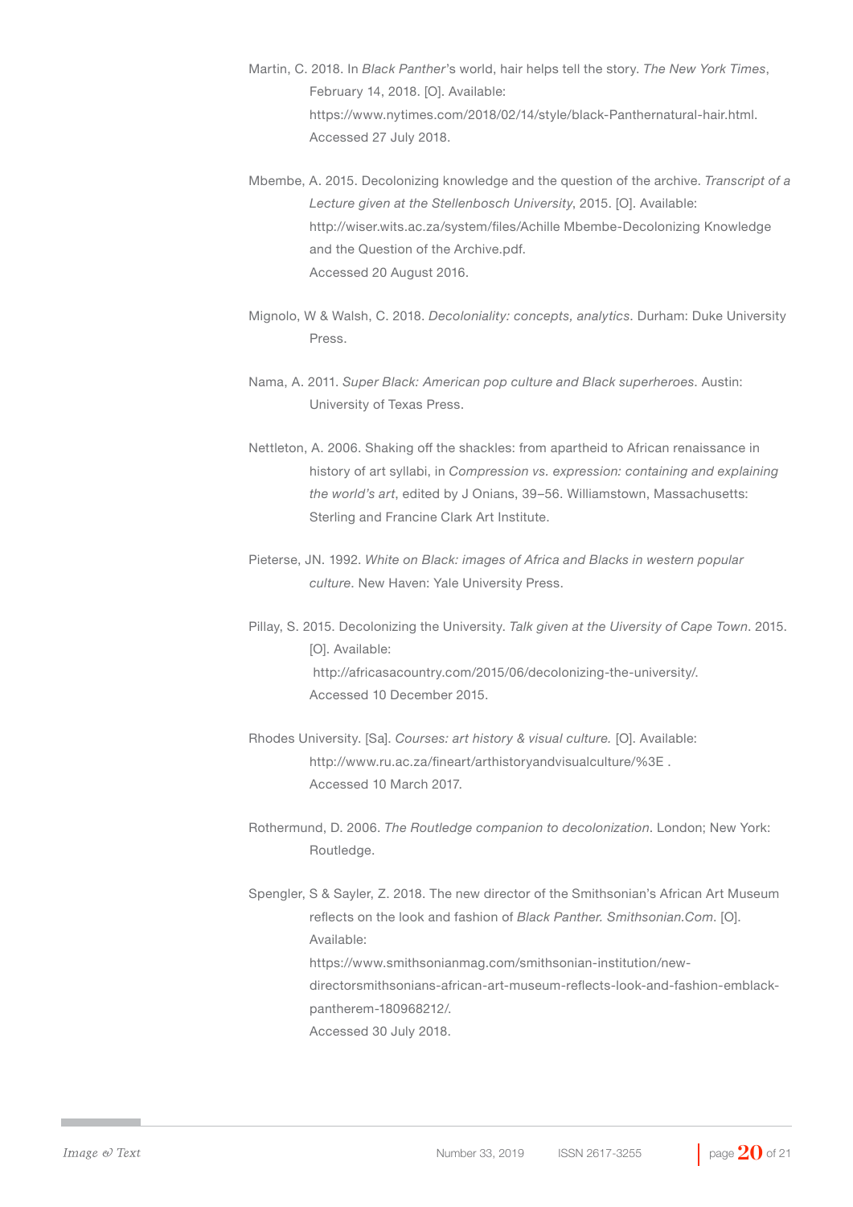Martin, C. 2018. In *Black Panther*'s world, hair helps tell the story. *The New York Times*, February 14, 2018. [O]. Available: https://www.nytimes.com/2018/02/14/style/black-Panthernatural-hair.html. Accessed 27 July 2018.

Mbembe, A. 2015. Decolonizing knowledge and the question of the archive. *Transcript of a Lecture given at the Stellenbosch University*, 2015. [O]. Available: http://wiser.wits.ac.za/system/files/Achille Mbembe-Decolonizing Knowledge and the Question of the Archive.pdf. Accessed 20 August 2016.

Mignolo, W & Walsh, C. 2018. *Decoloniality: concepts, analytics*. Durham: Duke University Press.

Nama, A. 2011. *Super Black: American pop culture and Black superheroes*. Austin: University of Texas Press.

Nettleton, A. 2006. Shaking off the shackles: from apartheid to African renaissance in history of art syllabi, in *Compression vs. expression: containing and explaining the world's art*, edited by J Onians, 39–56. Williamstown, Massachusetts: Sterling and Francine Clark Art Institute.

Pieterse, JN. 1992. *White on Black: images of Africa and Blacks in western popular culture*. New Haven: Yale University Press.

Pillay, S. 2015. Decolonizing the University. *Talk given at the Uiversity of Cape Town*. 2015. [O]. Available: http://africasacountry.com/2015/06/decolonizing-the-university/. Accessed 10 December 2015.

Rhodes University. [Sa]. *Courses: art history & visual culture.* [O]. Available: http://www.ru.ac.za/fineart/arthistoryandvisualculture/%3E . Accessed 10 March 2017.

Rothermund, D. 2006. *The Routledge companion to decolonization*. London; New York: Routledge.

Spengler, S & Sayler, Z. 2018. The new director of the Smithsonian's African Art Museum reflects on the look and fashion of *Black Panther. Smithsonian.Com*. [O]. Available: https://www.smithsonianmag.com/smithsonian-institution/new-directorsmithsonians-african-art-museum-reflects-look-and-fashion-emblack-pantherem-180968212/. Accessed 30 July 2018.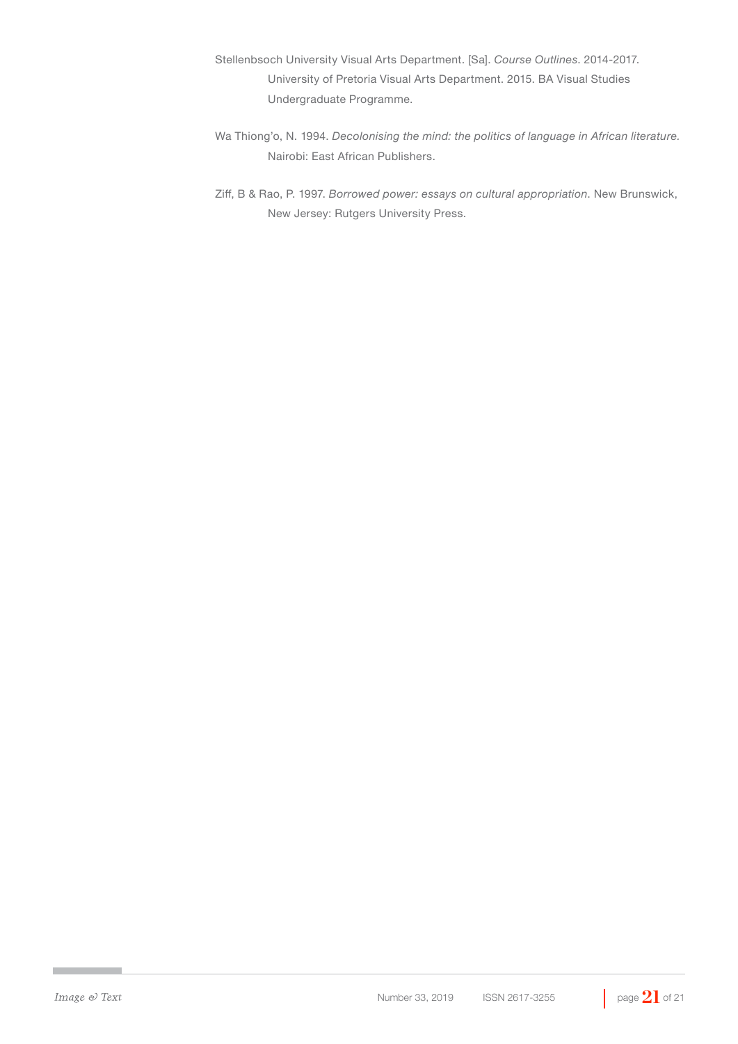Stellenbsoch University Visual Arts Department. [Sa]. *Course Outlines*. 2014-2017. University of Pretoria Visual Arts Department. 2015. BA Visual Studies Undergraduate Programme.

Wa Thiong'o, N. 1994. *Decolonising the mind: the politics of language in African literature.* Nairobi: East African Publishers.

Ziff, B & Rao, P. 1997. *Borrowed power: essays on cultural appropriation*. New Brunswick, New Jersey: Rutgers University Press.